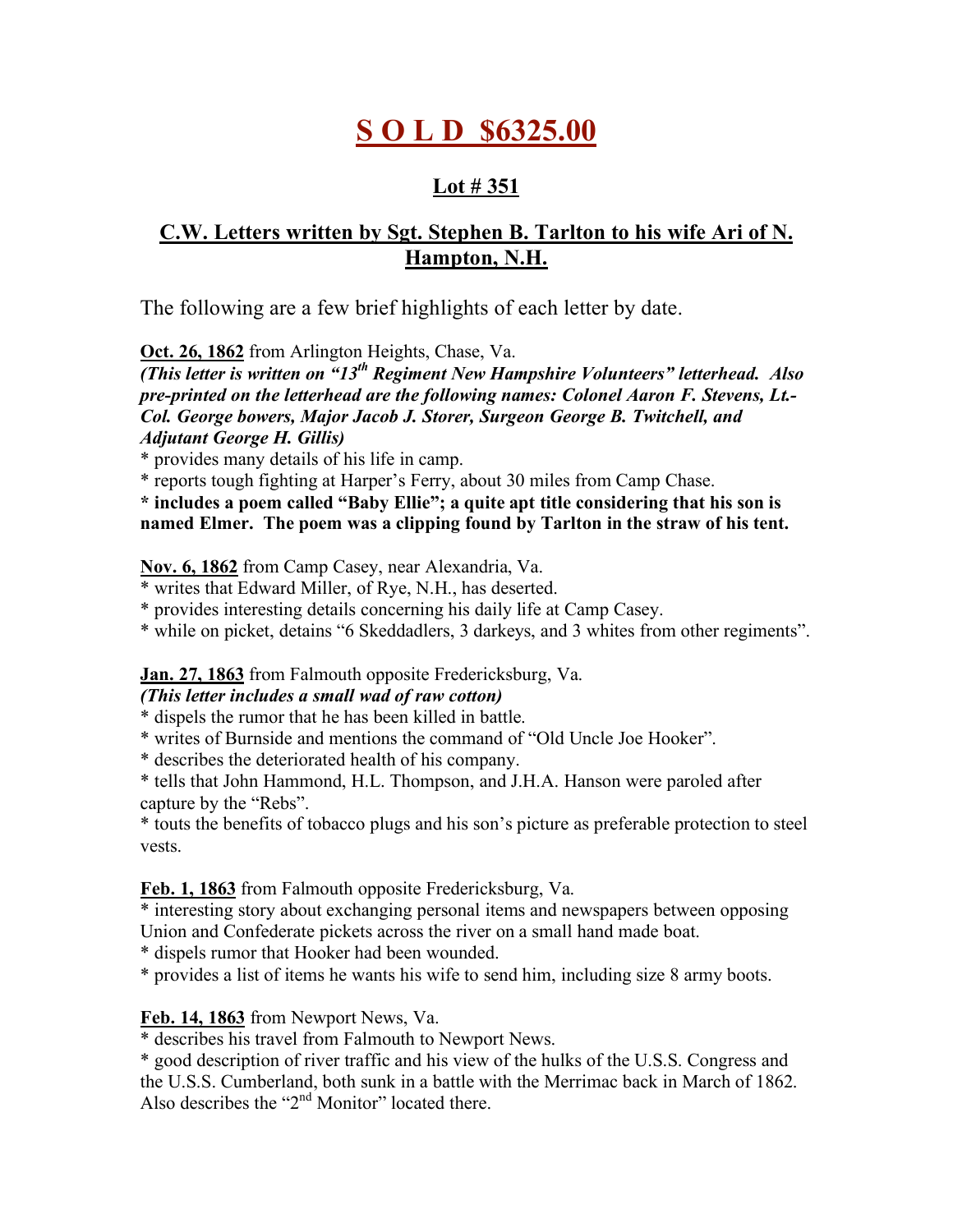# S O L D $6325.00

## Lot # 351

## C.W. Letters written by Sgt. Stephen B. Tarlton to his wife Ari of N. Hampton, N.H.

The following are a few brief highlights of each letter by date.

**Oct. 26, 1862** from Arlington Heights, Chase, Va.

***(This letter is written on "13th Regiment New Hampshire Volunteers" letterhead. Also pre-printed on the letterhead are the following names: Colonel Aaron F. Stevens, Lt.-Col. George bowers, Major Jacob J. Storer, Surgeon George B. Twitchell, and Adjutant George H. Gillis)***

* provides many details of his life in camp.
* reports tough fighting at Harper's Ferry, about 30 miles from Camp Chase.
* **includes a poem called "Baby Ellie"; a quite apt title considering that his son is named Elmer. The poem was a clipping found by Tarlton in the straw of his tent.**

**Nov. 6, 1862** from Camp Casey, near Alexandria, Va.

* writes that Edward Miller, of Rye, N.H., has deserted.
* provides interesting details concerning his daily life at Camp Casey.
* while on picket, detains "6 Skeddadlers, 3 darkeys, and 3 whites from other regiments".

**Jan. 27, 1863** from Falmouth opposite Fredericksburg, Va.

***(This letter includes a small wad of raw cotton)***

* dispels the rumor that he has been killed in battle.
* writes of Burnside and mentions the command of "Old Uncle Joe Hooker".
* describes the deteriorated health of his company.
* tells that John Hammond, H.L. Thompson, and J.H.A. Hanson were paroled after capture by the "Rebs".
* touts the benefits of tobacco plugs and his son's picture as preferable protection to steel vests.

**Feb. 1, 1863** from Falmouth opposite Fredericksburg, Va.

* interesting story about exchanging personal items and newspapers between opposing Union and Confederate pickets across the river on a small hand made boat.
* dispels rumor that Hooker had been wounded.
* provides a list of items he wants his wife to send him, including size 8 army boots.

**Feb. 14, 1863** from Newport News, Va.

* describes his travel from Falmouth to Newport News.
* good description of river traffic and his view of the hulks of the U.S.S. Congress and the U.S.S. Cumberland, both sunk in a battle with the Merrimac back in March of 1862. Also describes the "2nd Monitor" located there.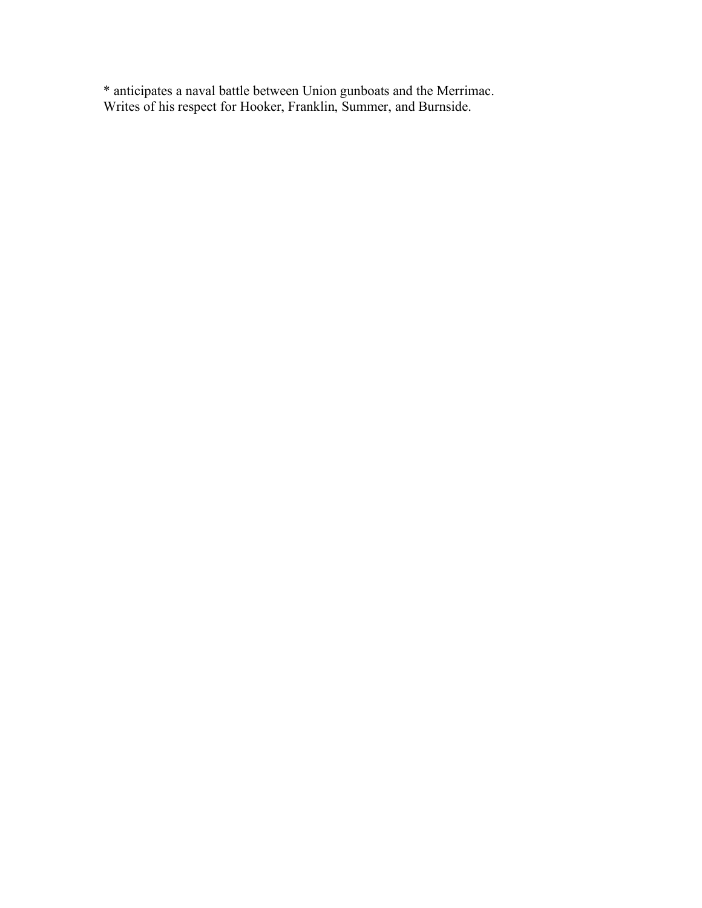* anticipates a naval battle between Union gunboats and the Merrimac. Writes of his respect for Hooker, Franklin, Summer, and Burnside.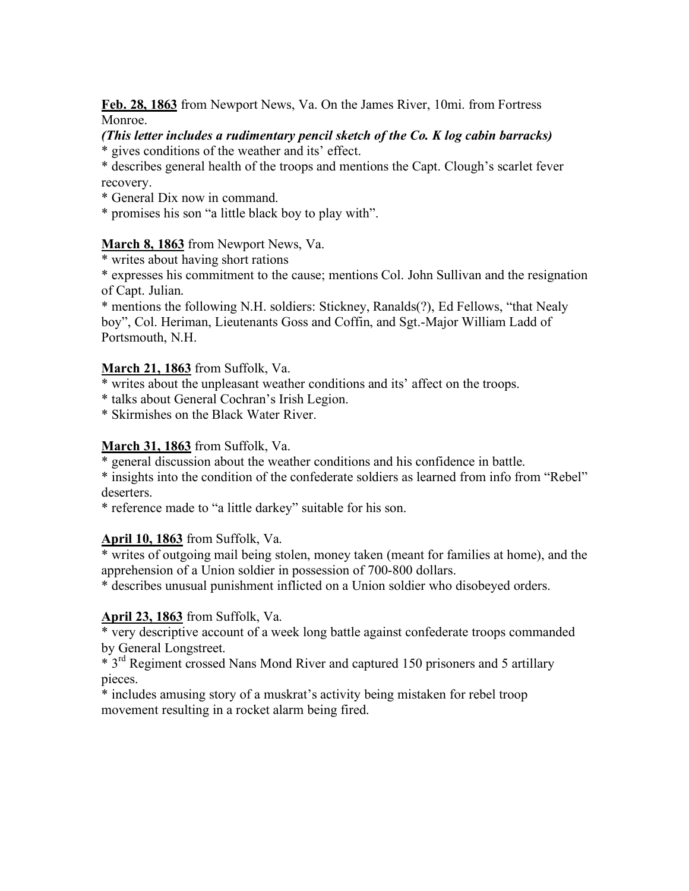**Feb. 28, 1863** from Newport News, Va. On the James River, 10mi. from Fortress Monroe.

***(This letter includes a rudimentary pencil sketch of the Co. K log cabin barracks)***

* gives conditions of the weather and its' effect.
* describes general health of the troops and mentions the Capt. Clough's scarlet fever recovery.
* General Dix now in command.
* promises his son "a little black boy to play with".

**March 8, 1863** from Newport News, Va.

* writes about having short rations
* expresses his commitment to the cause; mentions Col. John Sullivan and the resignation of Capt. Julian.
* mentions the following N.H. soldiers: Stickney, Ranalds(?), Ed Fellows, "that Nealy boy", Col. Heriman, Lieutenants Goss and Coffin, and Sgt.-Major William Ladd of Portsmouth, N.H.

**March 21, 1863** from Suffolk, Va.

* writes about the unpleasant weather conditions and its' affect on the troops.
* talks about General Cochran's Irish Legion.
* Skirmishes on the Black Water River.

**March 31, 1863** from Suffolk, Va.

* general discussion about the weather conditions and his confidence in battle.
* insights into the condition of the confederate soldiers as learned from info from "Rebel" deserters.
* reference made to "a little darkey" suitable for his son.

**April 10, 1863** from Suffolk, Va.

* writes of outgoing mail being stolen, money taken (meant for families at home), and the apprehension of a Union soldier in possession of 700-800 dollars.
* describes unusual punishment inflicted on a Union soldier who disobeyed orders.

**April 23, 1863** from Suffolk, Va.

* very descriptive account of a week long battle against confederate troops commanded by General Longstreet.
* 3rd Regiment crossed Nans Mond River and captured 150 prisoners and 5 artillary pieces.
* includes amusing story of a muskrat's activity being mistaken for rebel troop movement resulting in a rocket alarm being fired.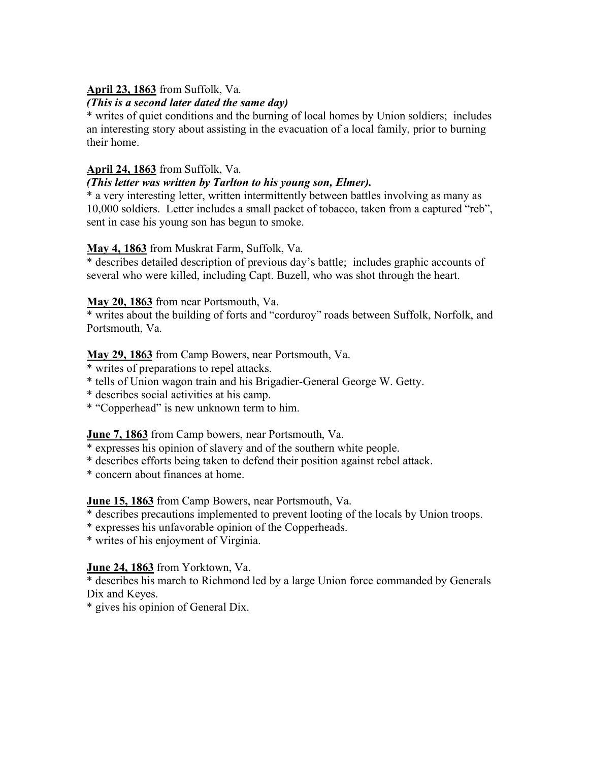**April 23, 1863** from Suffolk, Va.

***(This is a second later dated the same day)***

* writes of quiet conditions and the burning of local homes by Union soldiers; includes an interesting story about assisting in the evacuation of a local family, prior to burning their home.

**April 24, 1863** from Suffolk, Va.

***(This letter was written by Tarlton to his young son, Elmer).***

* a very interesting letter, written intermittently between battles involving as many as 10,000 soldiers. Letter includes a small packet of tobacco, taken from a captured "reb", sent in case his young son has begun to smoke.

**May 4, 1863** from Muskrat Farm, Suffolk, Va.

* describes detailed description of previous day's battle; includes graphic accounts of several who were killed, including Capt. Buzell, who was shot through the heart.

**May 20, 1863** from near Portsmouth, Va.

* writes about the building of forts and "corduroy" roads between Suffolk, Norfolk, and Portsmouth, Va.

**May 29, 1863** from Camp Bowers, near Portsmouth, Va.

* writes of preparations to repel attacks.
* tells of Union wagon train and his Brigadier-General George W. Getty.
* describes social activities at his camp.
* "Copperhead" is new unknown term to him.

**June 7, 1863** from Camp bowers, near Portsmouth, Va.

* expresses his opinion of slavery and of the southern white people.
* describes efforts being taken to defend their position against rebel attack.
* concern about finances at home.

**June 15, 1863** from Camp Bowers, near Portsmouth, Va.

* describes precautions implemented to prevent looting of the locals by Union troops.
* expresses his unfavorable opinion of the Copperheads.
* writes of his enjoyment of Virginia.

**June 24, 1863** from Yorktown, Va.

* describes his march to Richmond led by a large Union force commanded by Generals Dix and Keyes.
* gives his opinion of General Dix.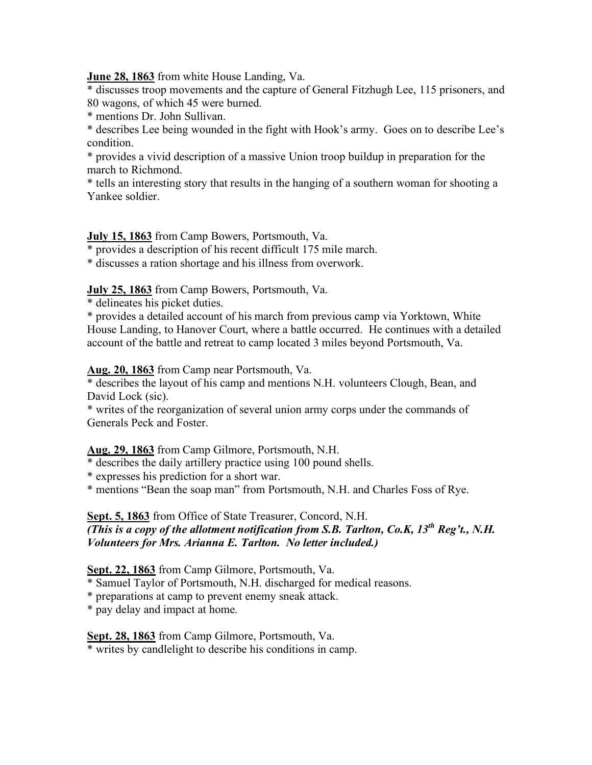**June 28, 1863** from white House Landing, Va.

* discusses troop movements and the capture of General Fitzhugh Lee, 115 prisoners, and 80 wagons, of which 45 were burned.
* mentions Dr. John Sullivan.
* describes Lee being wounded in the fight with Hook's army. Goes on to describe Lee's condition.
* provides a vivid description of a massive Union troop buildup in preparation for the march to Richmond.
* tells an interesting story that results in the hanging of a southern woman for shooting a Yankee soldier.

**July 15, 1863** from Camp Bowers, Portsmouth, Va.

* provides a description of his recent difficult 175 mile march.
* discusses a ration shortage and his illness from overwork.

**July 25, 1863** from Camp Bowers, Portsmouth, Va.

* delineates his picket duties.
* provides a detailed account of his march from previous camp via Yorktown, White House Landing, to Hanover Court, where a battle occurred. He continues with a detailed account of the battle and retreat to camp located 3 miles beyond Portsmouth, Va.

**Aug. 20, 1863** from Camp near Portsmouth, Va.

* describes the layout of his camp and mentions N.H. volunteers Clough, Bean, and David Lock (sic).
* writes of the reorganization of several union army corps under the commands of Generals Peck and Foster.

**Aug. 29, 1863** from Camp Gilmore, Portsmouth, N.H.

* describes the daily artillery practice using 100 pound shells.
* expresses his prediction for a short war.
* mentions "Bean the soap man" from Portsmouth, N.H. and Charles Foss of Rye.

**Sept. 5, 1863** from Office of State Treasurer, Concord, N.H.
***(This is a copy of the allotment notification from S.B. Tarlton, Co.K, 13th Reg't., N.H. Volunteers for Mrs. Arianna E. Tarlton. No letter included.)***

**Sept. 22, 1863** from Camp Gilmore, Portsmouth, Va.

* Samuel Taylor of Portsmouth, N.H. discharged for medical reasons.
* preparations at camp to prevent enemy sneak attack.
* pay delay and impact at home.

**Sept. 28, 1863** from Camp Gilmore, Portsmouth, Va.

* writes by candlelight to describe his conditions in camp.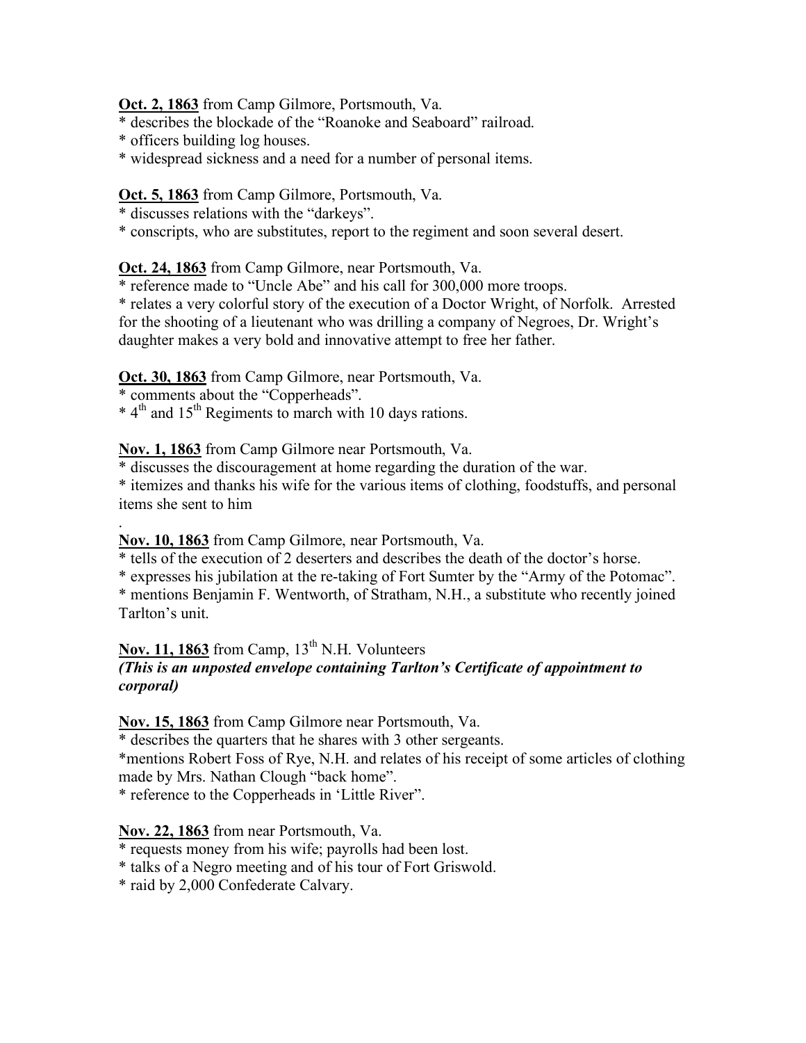**Oct. 2, 1863** from Camp Gilmore, Portsmouth, Va.
* describes the blockade of the "Roanoke and Seaboard" railroad.
* officers building log houses.
* widespread sickness and a need for a number of personal items.

**Oct. 5, 1863** from Camp Gilmore, Portsmouth, Va.
* discusses relations with the "darkeys".
* conscripts, who are substitutes, report to the regiment and soon several desert.

**Oct. 24, 1863** from Camp Gilmore, near Portsmouth, Va.
* reference made to "Uncle Abe" and his call for 300,000 more troops.
* relates a very colorful story of the execution of a Doctor Wright, of Norfolk. Arrested for the shooting of a lieutenant who was drilling a company of Negroes, Dr. Wright's daughter makes a very bold and innovative attempt to free her father.

**Oct. 30, 1863** from Camp Gilmore, near Portsmouth, Va.
* comments about the "Copperheads".
* 4th and 15th Regiments to march with 10 days rations.

**Nov. 1, 1863** from Camp Gilmore near Portsmouth, Va.
* discusses the discouragement at home regarding the duration of the war.
* itemizes and thanks his wife for the various items of clothing, foodstuffs, and personal items she sent to him

.

**Nov. 10, 1863** from Camp Gilmore, near Portsmouth, Va.
* tells of the execution of 2 deserters and describes the death of the doctor's horse.
* expresses his jubilation at the re-taking of Fort Sumter by the "Army of the Potomac".
* mentions Benjamin F. Wentworth, of Stratham, N.H., a substitute who recently joined Tarlton's unit.

**Nov. 11, 1863** from Camp, 13th N.H. Volunteers
***(This is an unposted envelope containing Tarlton's Certificate of appointment to corporal)***

**Nov. 15, 1863** from Camp Gilmore near Portsmouth, Va.
* describes the quarters that he shares with 3 other sergeants.
*mentions Robert Foss of Rye, N.H. and relates of his receipt of some articles of clothing made by Mrs. Nathan Clough "back home".
* reference to the Copperheads in 'Little River".

**Nov. 22, 1863** from near Portsmouth, Va.
* requests money from his wife; payrolls had been lost.
* talks of a Negro meeting and of his tour of Fort Griswold.
* raid by 2,000 Confederate Calvary.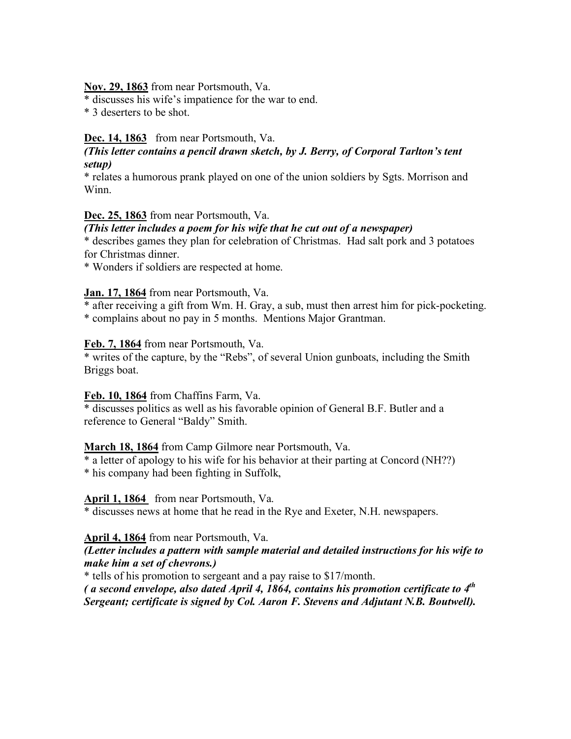**<u>Nov. 29, 1863</u>** from near Portsmouth, Va.

* discusses his wife's impatience for the war to end.
* 3 deserters to be shot.

**<u>Dec. 14, 1863</u>** from near Portsmouth, Va.

***(This letter contains a pencil drawn sketch, by J. Berry, of Corporal Tarlton's tent setup)***

* relates a humorous prank played on one of the union soldiers by Sgts. Morrison and Winn.

**<u>Dec. 25, 1863</u>** from near Portsmouth, Va.

***(This letter includes a poem for his wife that he cut out of a newspaper)***

* describes games they plan for celebration of Christmas. Had salt pork and 3 potatoes for Christmas dinner.
* Wonders if soldiers are respected at home.

**<u>Jan. 17, 1864</u>** from near Portsmouth, Va.

* after receiving a gift from Wm. H. Gray, a sub, must then arrest him for pick-pocketing.
* complains about no pay in 5 months. Mentions Major Grantman.

**<u>Feb. 7, 1864</u>** from near Portsmouth, Va.

* writes of the capture, by the "Rebs", of several Union gunboats, including the Smith Briggs boat.

**<u>Feb. 10, 1864</u>** from Chaffins Farm, Va.

* discusses politics as well as his favorable opinion of General B.F. Butler and a reference to General "Baldy" Smith.

**<u>March 18, 1864</u>** from Camp Gilmore near Portsmouth, Va.

* a letter of apology to his wife for his behavior at their parting at Concord (NH??)
* his company had been fighting in Suffolk,

**<u>April 1, 1864</u>** from near Portsmouth, Va.

* discusses news at home that he read in the Rye and Exeter, N.H. newspapers.

**<u>April 4, 1864</u>** from near Portsmouth, Va.

***(Letter includes a pattern with sample material and detailed instructions for his wife to make him a set of chevrons.)***

* tells of his promotion to sergeant and a pay raise to $17/month.

***( a second envelope, also dated April 4, 1864, contains his promotion certificate to 4th Sergeant; certificate is signed by Col. Aaron F. Stevens and Adjutant N.B. Boutwell).***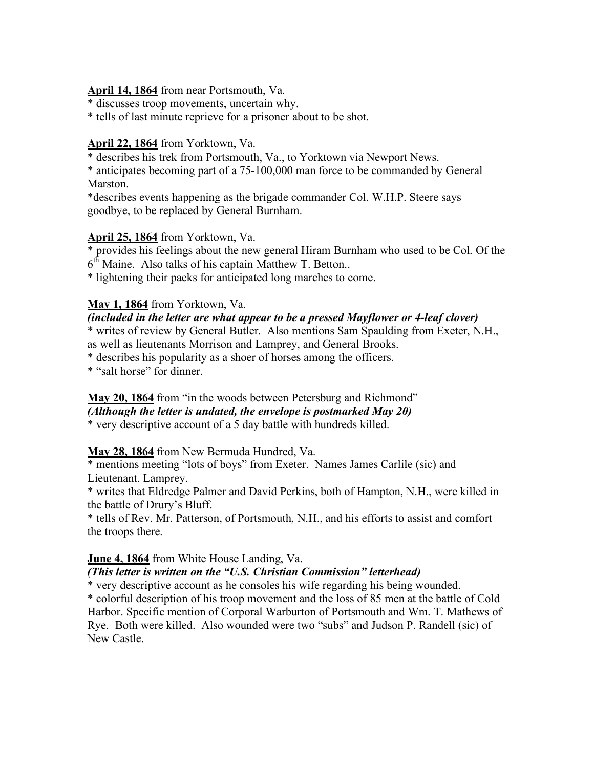**April 14, 1864** from near Portsmouth, Va.

* discusses troop movements, uncertain why.
* tells of last minute reprieve for a prisoner about to be shot.

**April 22, 1864** from Yorktown, Va.

* describes his trek from Portsmouth, Va., to Yorktown via Newport News.
* anticipates becoming part of a 75-100,000 man force to be commanded by General Marston.
*describes events happening as the brigade commander Col. W.H.P. Steere says goodbye, to be replaced by General Burnham.

**April 25, 1864** from Yorktown, Va.

* provides his feelings about the new general Hiram Burnham who used to be Col. Of the 6th Maine. Also talks of his captain Matthew T. Betton..
* lightening their packs for anticipated long marches to come.

**May 1, 1864** from Yorktown, Va.

***(included in the letter are what appear to be a pressed Mayflower or 4-leaf clover)***

* writes of review by General Butler. Also mentions Sam Spaulding from Exeter, N.H., as well as lieutenants Morrison and Lamprey, and General Brooks.
* describes his popularity as a shoer of horses among the officers.
* "salt horse" for dinner.

**May 20, 1864** from "in the woods between Petersburg and Richmond"

***(Although the letter is undated, the envelope is postmarked May 20)***

* very descriptive account of a 5 day battle with hundreds killed.

**May 28, 1864** from New Bermuda Hundred, Va.

* mentions meeting "lots of boys" from Exeter. Names James Carlile (sic) and Lieutenant. Lamprey.
* writes that Eldredge Palmer and David Perkins, both of Hampton, N.H., were killed in the battle of Drury's Bluff.
* tells of Rev. Mr. Patterson, of Portsmouth, N.H., and his efforts to assist and comfort the troops there.

**June 4, 1864** from White House Landing, Va.

***(This letter is written on the "U.S. Christian Commission" letterhead)***

* very descriptive account as he consoles his wife regarding his being wounded.
* colorful description of his troop movement and the loss of 85 men at the battle of Cold Harbor. Specific mention of Corporal Warburton of Portsmouth and Wm. T. Mathews of Rye. Both were killed. Also wounded were two "subs" and Judson P. Randell (sic) of New Castle.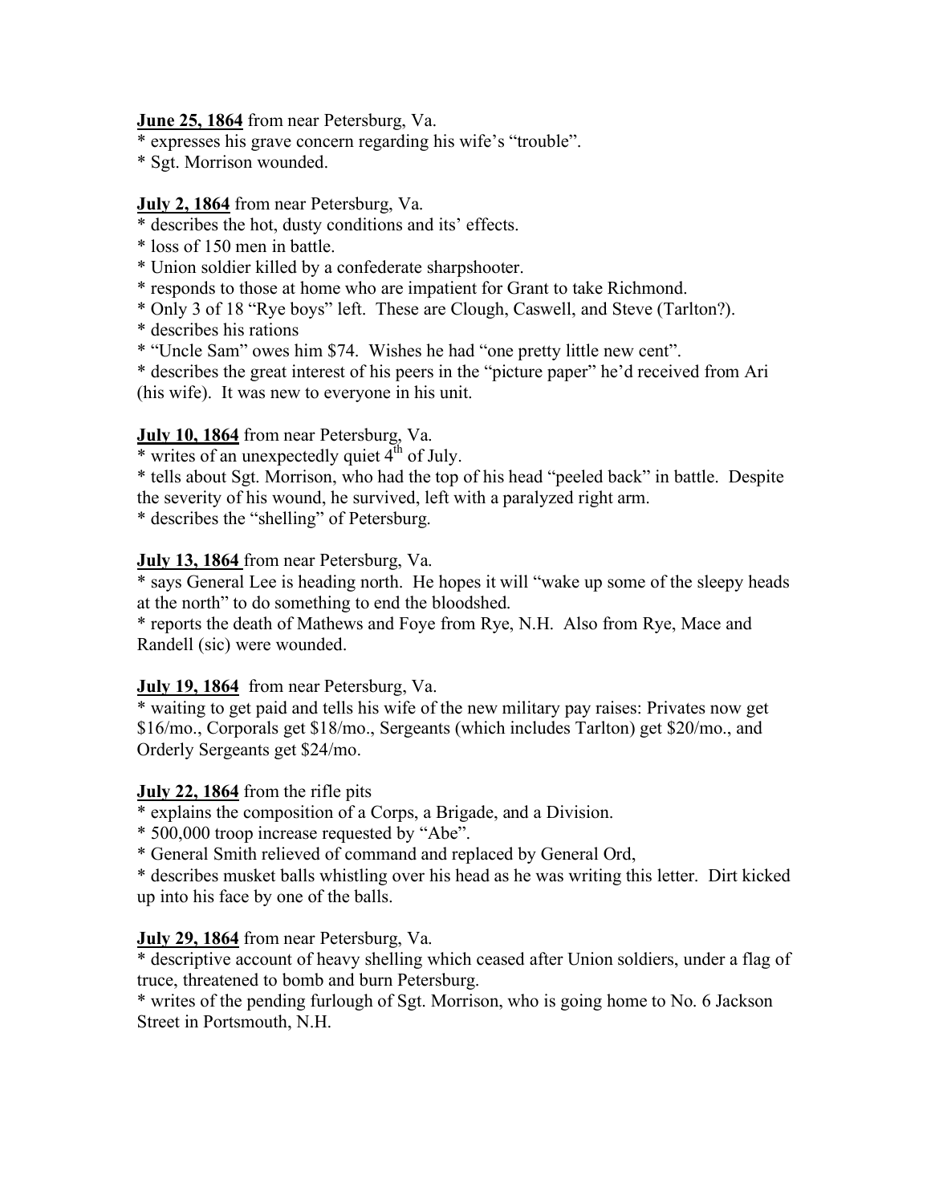**June 25, 1864** from near Petersburg, Va.

* expresses his grave concern regarding his wife's "trouble".
* Sgt. Morrison wounded.

**July 2, 1864** from near Petersburg, Va.

* describes the hot, dusty conditions and its' effects.
* loss of 150 men in battle.
* Union soldier killed by a confederate sharpshooter.
* responds to those at home who are impatient for Grant to take Richmond.
* Only 3 of 18 "Rye boys" left. These are Clough, Caswell, and Steve (Tarlton?).
* describes his rations
* "Uncle Sam" owes him $74. Wishes he had "one pretty little new cent".
* describes the great interest of his peers in the "picture paper" he'd received from Ari (his wife). It was new to everyone in his unit.

**July 10, 1864** from near Petersburg, Va.

* writes of an unexpectedly quiet 4th of July.
* tells about Sgt. Morrison, who had the top of his head "peeled back" in battle. Despite the severity of his wound, he survived, left with a paralyzed right arm.
* describes the "shelling" of Petersburg.

**July 13, 1864** from near Petersburg, Va.

* says General Lee is heading north. He hopes it will "wake up some of the sleepy heads at the north" to do something to end the bloodshed.
* reports the death of Mathews and Foye from Rye, N.H. Also from Rye, Mace and Randell (sic) were wounded.

**July 19, 1864** from near Petersburg, Va.

* waiting to get paid and tells his wife of the new military pay raises: Privates now get $16/mo., Corporals get $18/mo., Sergeants (which includes Tarlton) get $20/mo., and Orderly Sergeants get $24/mo.

**July 22, 1864** from the rifle pits

* explains the composition of a Corps, a Brigade, and a Division.
* 500,000 troop increase requested by "Abe".
* General Smith relieved of command and replaced by General Ord,
* describes musket balls whistling over his head as he was writing this letter. Dirt kicked up into his face by one of the balls.

**July 29, 1864** from near Petersburg, Va.

* descriptive account of heavy shelling which ceased after Union soldiers, under a flag of truce, threatened to bomb and burn Petersburg.
* writes of the pending furlough of Sgt. Morrison, who is going home to No. 6 Jackson Street in Portsmouth, N.H.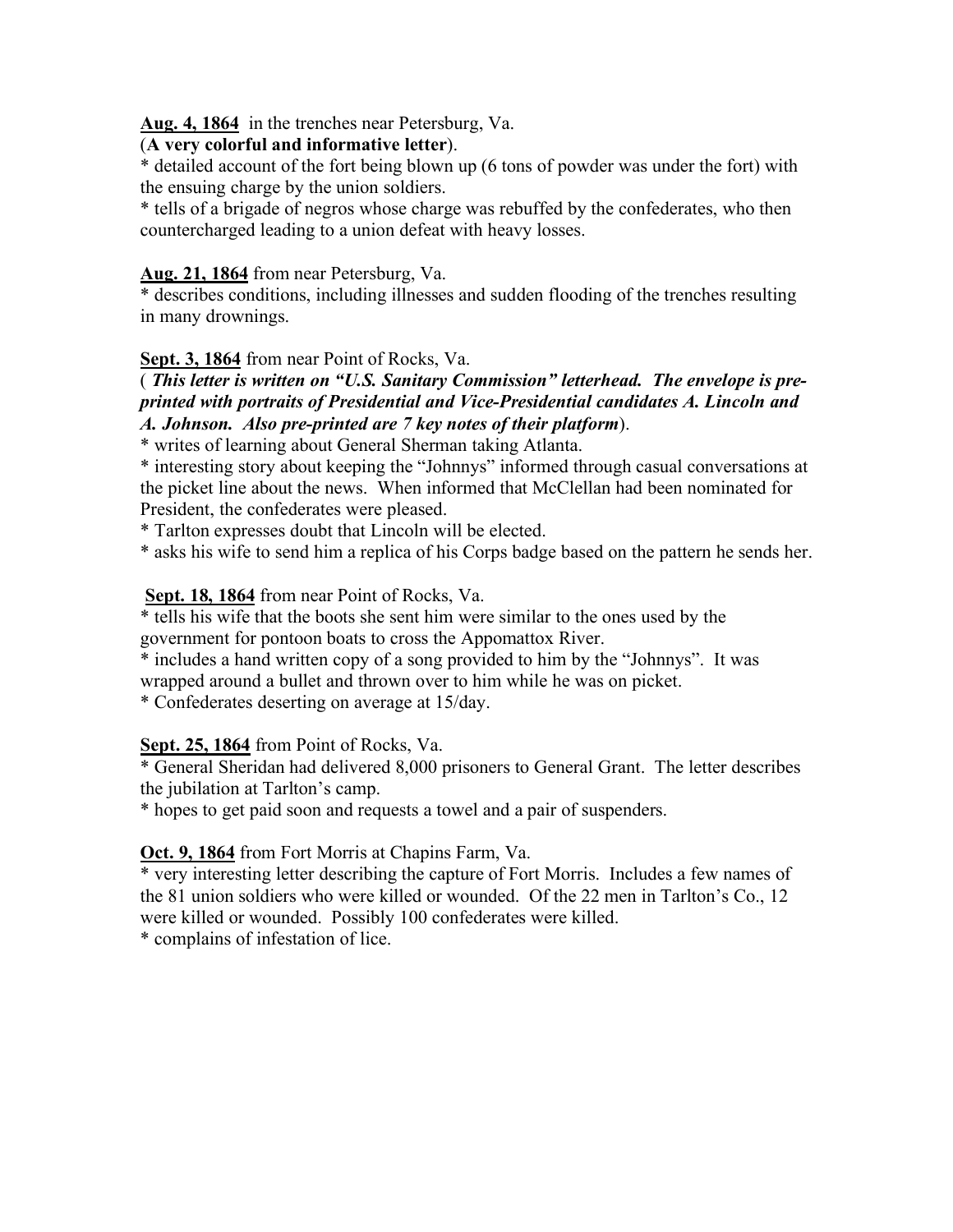**<u>Aug. 4, 1864</u>** in the trenches near Petersburg, Va.
(**A very colorful and informative letter**).
* detailed account of the fort being blown up (6 tons of powder was under the fort) with the ensuing charge by the union soldiers.
* tells of a brigade of negros whose charge was rebuffed by the confederates, who then countercharged leading to a union defeat with heavy losses.

**<u>Aug. 21, 1864</u>** from near Petersburg, Va.
* describes conditions, including illnesses and sudden flooding of the trenches resulting in many drownings.

**<u>Sept. 3, 1864</u>** from near Point of Rocks, Va.
( ***This letter is written on "U.S. Sanitary Commission" letterhead. The envelope is pre-printed with portraits of Presidential and Vice-Presidential candidates A. Lincoln and A. Johnson. Also pre-printed are 7 key notes of their platform***).
* writes of learning about General Sherman taking Atlanta.
* interesting story about keeping the "Johnnys" informed through casual conversations at the picket line about the news. When informed that McClellan had been nominated for President, the confederates were pleased.
* Tarlton expresses doubt that Lincoln will be elected.
* asks his wife to send him a replica of his Corps badge based on the pattern he sends her.

**<u>Sept. 18, 1864</u>** from near Point of Rocks, Va.
* tells his wife that the boots she sent him were similar to the ones used by the government for pontoon boats to cross the Appomattox River.
* includes a hand written copy of a song provided to him by the "Johnnys". It was wrapped around a bullet and thrown over to him while he was on picket.
* Confederates deserting on average at 15/day.

**<u>Sept. 25, 1864</u>** from Point of Rocks, Va.
* General Sheridan had delivered 8,000 prisoners to General Grant. The letter describes the jubilation at Tarlton's camp.
* hopes to get paid soon and requests a towel and a pair of suspenders.

**<u>Oct. 9, 1864</u>** from Fort Morris at Chapins Farm, Va.
* very interesting letter describing the capture of Fort Morris. Includes a few names of the 81 union soldiers who were killed or wounded. Of the 22 men in Tarlton's Co., 12 were killed or wounded. Possibly 100 confederates were killed.
* complains of infestation of lice.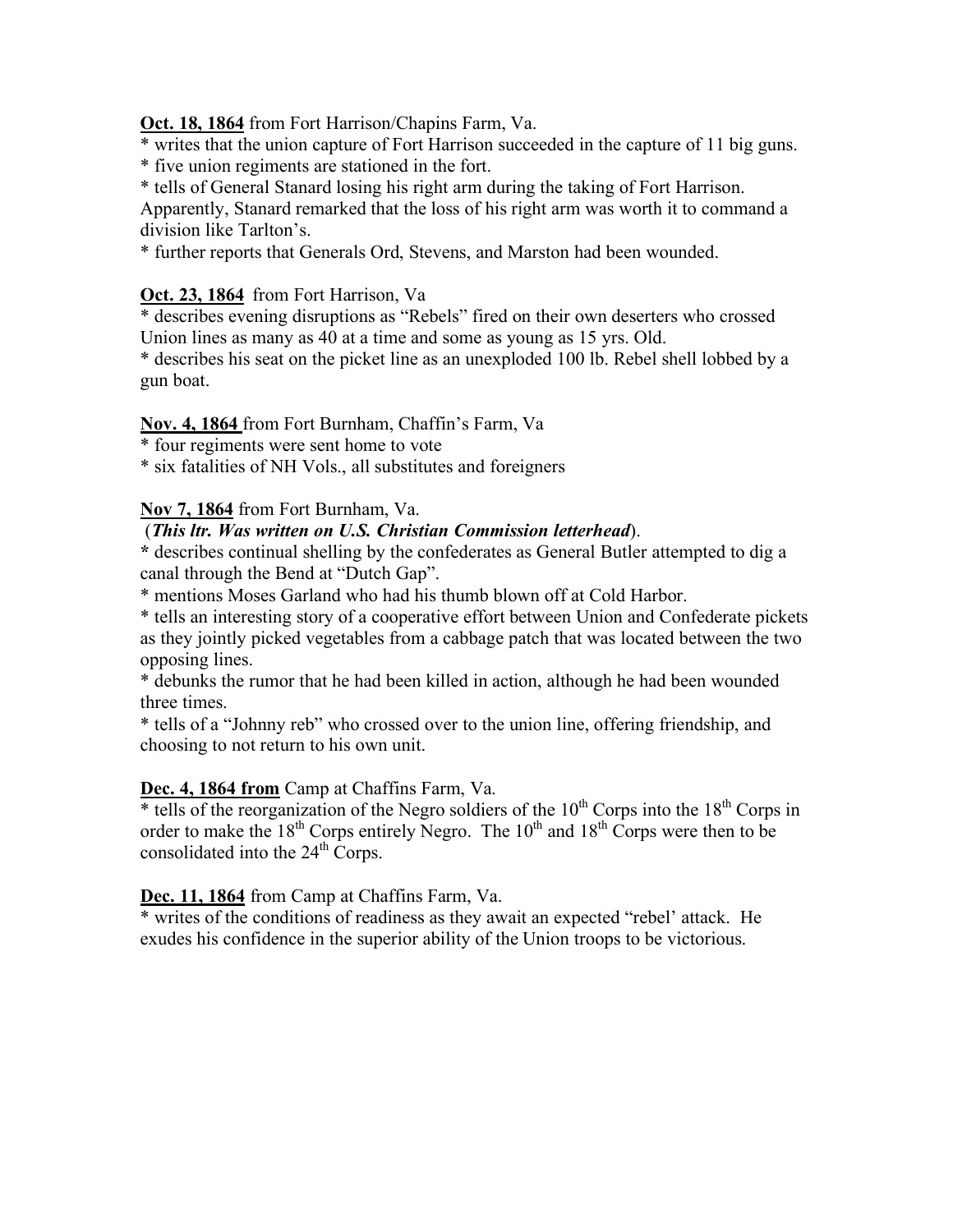**Oct. 18, 1864** from Fort Harrison/Chapins Farm, Va.

* writes that the union capture of Fort Harrison succeeded in the capture of 11 big guns.
* five union regiments are stationed in the fort.
* tells of General Stanard losing his right arm during the taking of Fort Harrison. Apparently, Stanard remarked that the loss of his right arm was worth it to command a division like Tarlton's.
* further reports that Generals Ord, Stevens, and Marston had been wounded.

**Oct. 23, 1864** from Fort Harrison, Va

* describes evening disruptions as "Rebels" fired on their own deserters who crossed Union lines as many as 40 at a time and some as young as 15 yrs. Old.
* describes his seat on the picket line as an unexploded 100 lb. Rebel shell lobbed by a gun boat.

**Nov. 4, 1864** from Fort Burnham, Chaffin's Farm, Va

* four regiments were sent home to vote
* six fatalities of NH Vols., all substitutes and foreigners

**Nov 7, 1864** from Fort Burnham, Va.

(***This ltr. Was written on U.S. Christian Commission letterhead***).

* describes continual shelling by the confederates as General Butler attempted to dig a canal through the Bend at "Dutch Gap".
* mentions Moses Garland who had his thumb blown off at Cold Harbor.
* tells an interesting story of a cooperative effort between Union and Confederate pickets as they jointly picked vegetables from a cabbage patch that was located between the two opposing lines.
* debunks the rumor that he had been killed in action, although he had been wounded three times.
* tells of a "Johnny reb" who crossed over to the union line, offering friendship, and choosing to not return to his own unit.

**Dec. 4, 1864 from** Camp at Chaffins Farm, Va.

* tells of the reorganization of the Negro soldiers of the 10th Corps into the 18th Corps in order to make the 18th Corps entirely Negro. The 10th and 18th Corps were then to be consolidated into the 24th Corps.

**Dec. 11, 1864** from Camp at Chaffins Farm, Va.

* writes of the conditions of readiness as they await an expected "rebel' attack. He exudes his confidence in the superior ability of the Union troops to be victorious.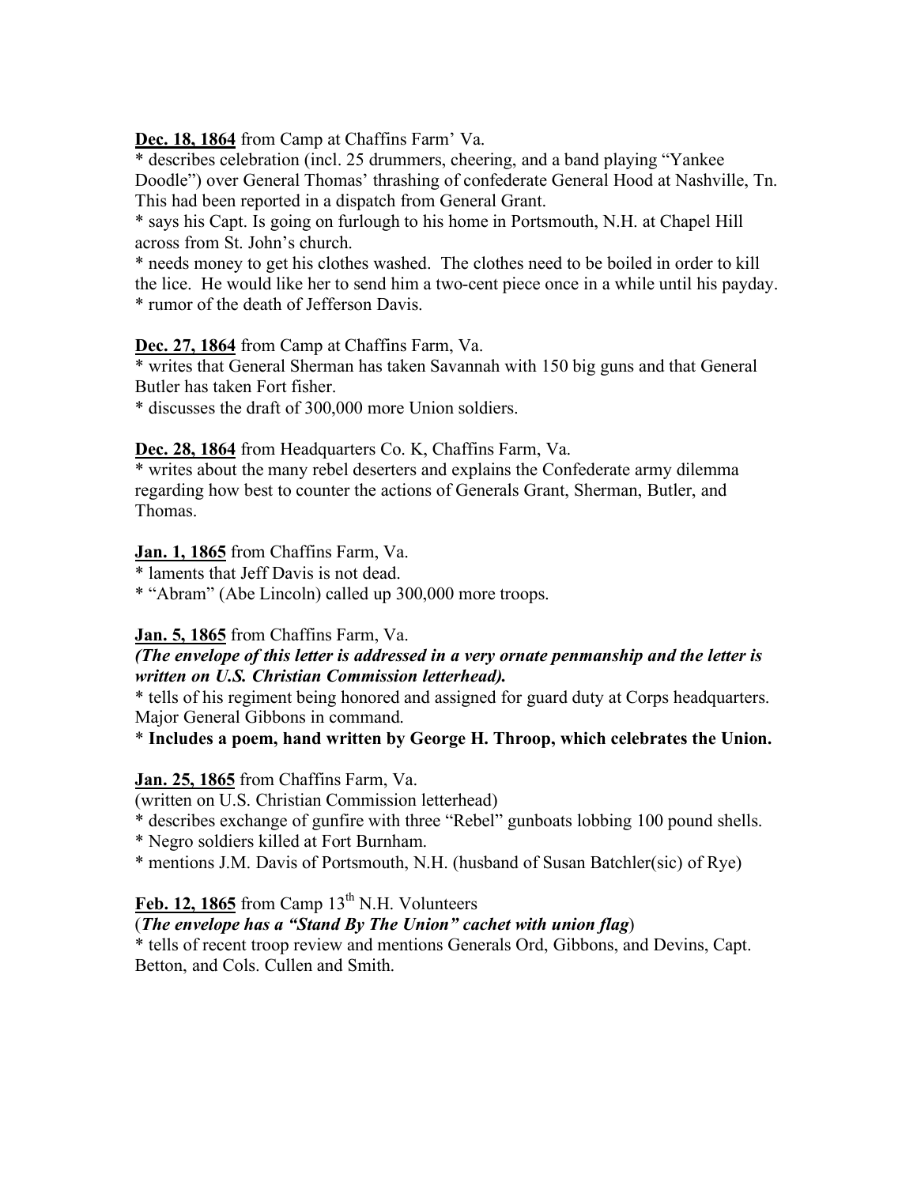**<u>Dec. 18, 1864</u>** from Camp at Chaffins Farm' Va.

* describes celebration (incl. 25 drummers, cheering, and a band playing "Yankee Doodle") over General Thomas' thrashing of confederate General Hood at Nashville, Tn. This had been reported in a dispatch from General Grant.
* says his Capt. Is going on furlough to his home in Portsmouth, N.H. at Chapel Hill across from St. John's church.
* needs money to get his clothes washed. The clothes need to be boiled in order to kill the lice. He would like her to send him a two-cent piece once in a while until his payday.
* rumor of the death of Jefferson Davis.

**<u>Dec. 27, 1864</u>** from Camp at Chaffins Farm, Va.

* writes that General Sherman has taken Savannah with 150 big guns and that General Butler has taken Fort fisher.
* discusses the draft of 300,000 more Union soldiers.

**<u>Dec. 28, 1864</u>** from Headquarters Co. K, Chaffins Farm, Va.

* writes about the many rebel deserters and explains the Confederate army dilemma regarding how best to counter the actions of Generals Grant, Sherman, Butler, and Thomas.

**<u>Jan. 1, 1865</u>** from Chaffins Farm, Va.

* laments that Jeff Davis is not dead.
* "Abram" (Abe Lincoln) called up 300,000 more troops.

**<u>Jan. 5, 1865</u>** from Chaffins Farm, Va.

***(The envelope of this letter is addressed in a very ornate penmanship and the letter is written on U.S. Christian Commission letterhead).***

* tells of his regiment being honored and assigned for guard duty at Corps headquarters. Major General Gibbons in command.
* **Includes a poem, hand written by George H. Throop, which celebrates the Union.**

**<u>Jan. 25, 1865</u>** from Chaffins Farm, Va.

(written on U.S. Christian Commission letterhead)

* describes exchange of gunfire with three "Rebel" gunboats lobbing 100 pound shells.
* Negro soldiers killed at Fort Burnham.
* mentions J.M. Davis of Portsmouth, N.H. (husband of Susan Batchler(sic) of Rye)

**<u>Feb. 12, 1865</u>** from Camp 13th N.H. Volunteers

(***The envelope has a "Stand By The Union" cachet with union flag***)

* tells of recent troop review and mentions Generals Ord, Gibbons, and Devins, Capt. Betton, and Cols. Cullen and Smith.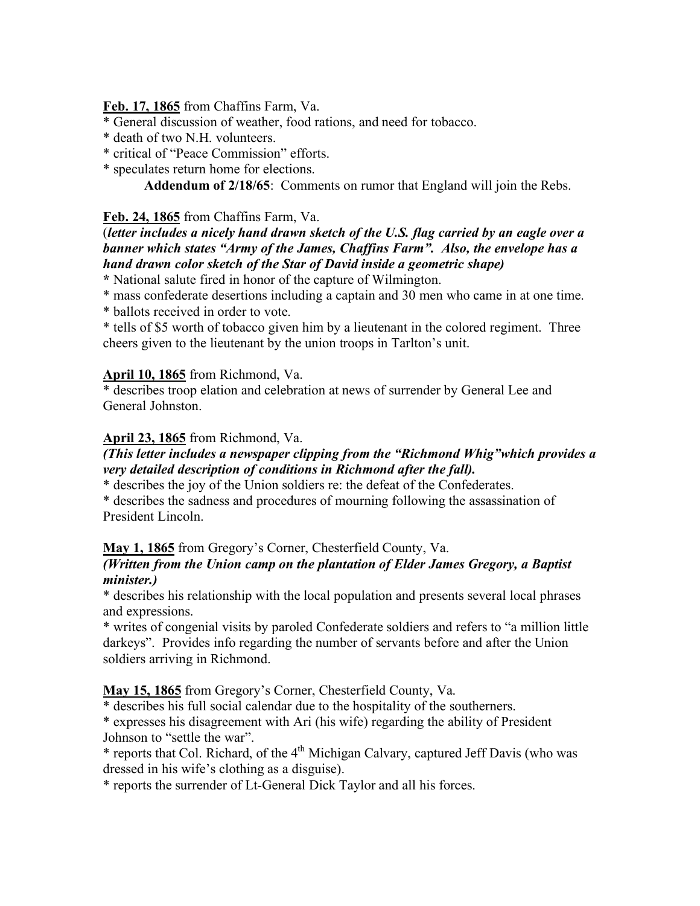**Feb. 17, 1865** from Chaffins Farm, Va.

* General discussion of weather, food rations, and need for tobacco.
* death of two N.H. volunteers.
* critical of "Peace Commission" efforts.
* speculates return home for elections.

**Addendum of 2/18/65**: Comments on rumor that England will join the Rebs.

**Feb. 24, 1865** from Chaffins Farm, Va.

(***letter includes a nicely hand drawn sketch of the U.S. flag carried by an eagle over a banner which states "Army of the James, Chaffins Farm". Also, the envelope has a hand drawn color sketch of the Star of David inside a geometric shape)***

* National salute fired in honor of the capture of Wilmington.
* mass confederate desertions including a captain and 30 men who came in at one time.
* ballots received in order to vote.
* tells of $5 worth of tobacco given him by a lieutenant in the colored regiment. Three cheers given to the lieutenant by the union troops in Tarlton's unit.

**April 10, 1865** from Richmond, Va.

* describes troop elation and celebration at news of surrender by General Lee and General Johnston.

**April 23, 1865** from Richmond, Va.

***(This letter includes a newspaper clipping from the "Richmond Whig"which provides a very detailed description of conditions in Richmond after the fall).***

* describes the joy of the Union soldiers re: the defeat of the Confederates.
* describes the sadness and procedures of mourning following the assassination of President Lincoln.

**May 1, 1865** from Gregory's Corner, Chesterfield County, Va.

***(Written from the Union camp on the plantation of Elder James Gregory, a Baptist minister.)***

* describes his relationship with the local population and presents several local phrases and expressions.
* writes of congenial visits by paroled Confederate soldiers and refers to "a million little darkeys". Provides info regarding the number of servants before and after the Union soldiers arriving in Richmond.

**May 15, 1865** from Gregory's Corner, Chesterfield County, Va.

* describes his full social calendar due to the hospitality of the southerners.
* expresses his disagreement with Ari (his wife) regarding the ability of President Johnson to "settle the war".
* reports that Col. Richard, of the 4th Michigan Calvary, captured Jeff Davis (who was dressed in his wife's clothing as a disguise).
* reports the surrender of Lt-General Dick Taylor and all his forces.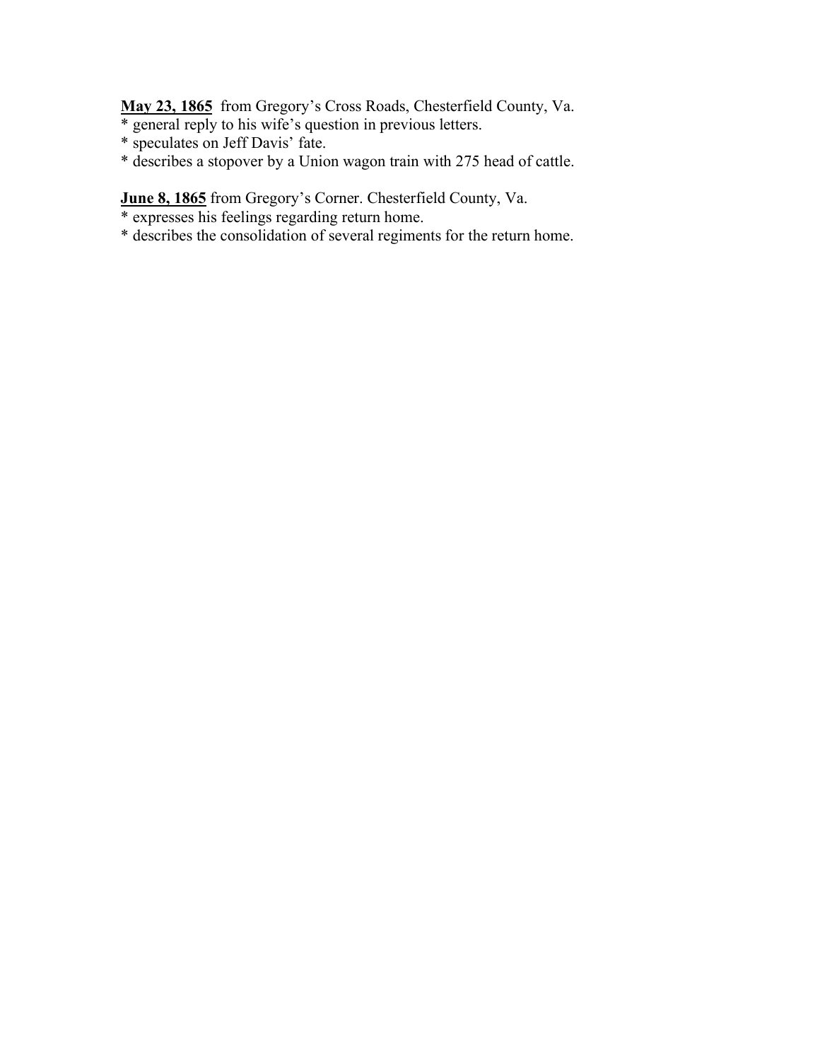**<u>May 23, 1865</u>** from Gregory's Cross Roads, Chesterfield County, Va.

* general reply to his wife's question in previous letters.
* speculates on Jeff Davis' fate.
* describes a stopover by a Union wagon train with 275 head of cattle.

**<u>June 8, 1865</u>** from Gregory's Corner. Chesterfield County, Va.

* expresses his feelings regarding return home.
* describes the consolidation of several regiments for the return home.